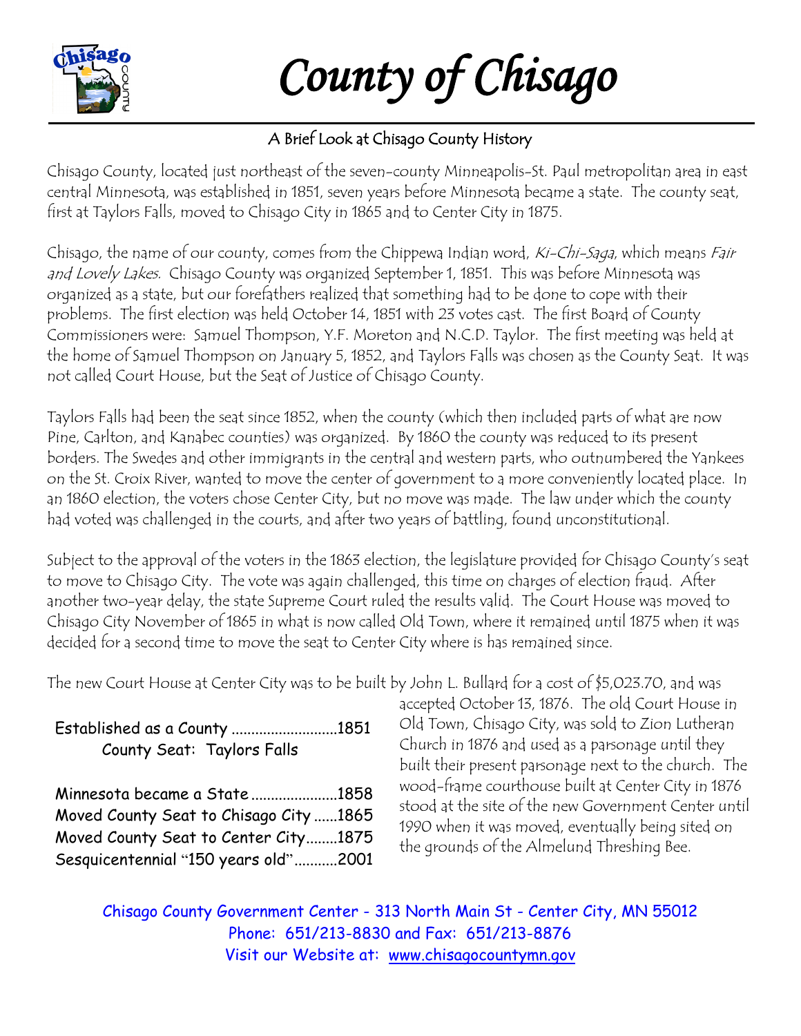# County of Chisago

## A Brief Look at Chisago County History

Chisago County, located just northeast of the seven-county Minneapolis-St. Paul metropolitan area in east central Minnesota, was established in 1851, seven years before Minnesota became a state. The county seat, first at Taylors Falls, moved to Chisago City in 1865 and to Center City in 1875.

Chisago, the name of our county, comes from the Chippewa Indian word, *Ki-Chi-Saga*, which means *Fair and Lovely Lakes.* Chisago County was organized September 1, 1851. This was before Minnesota was organized as a state, but our forefathers realized that something had to be done to cope with their problems. The first election was held October 14, 1851 with 23 votes cast. The first Board of County Commissioners were: Samuel Thompson, Y.F. Moreton and N.C.D. Taylor. The first meeting was held at the home of Samuel Thompson on January 5, 1852, and Taylors Falls was chosen as the County Seat. It was not called Court House, but the Seat of Justice of Chisago County.

Taylors Falls had been the seat since 1852, when the county (which then included parts of what are now Pine, Carlton, and Kanabec counties) was organized. By 1860 the county was reduced to its present borders. The Swedes and other immigrants in the central and western parts, who outnumbered the Yankees on the St. Croix River, wanted to move the center of government to a more conveniently located place. In an 1860 election, the voters chose Center City, but no move was made. The law under which the county had voted was challenged in the courts, and after two years of battling, found unconstitutional.

Subject to the approval of the voters in the 1863 election, the legislature provided for Chisago County's seat to move to Chisago City. The vote was again challenged, this time on charges of election fraud. After another two-year delay, the state Supreme Court ruled the results valid. The Court House was moved to Chisago City November of 1865 in what is now called Old Town, where it remained until 1875 when it was decided for a second time to move the seat to Center City where is has remained since.

The new Court House at Center City was to be built by John L. Bullard for a cost of $5,023.70, and was accepted October 13, 1876. The old Court House in Old Town, Chisago City, was sold to Zion Lutheran Church in 1876 and used as a parsonage until they built their present parsonage next to the church. The wood-frame courthouse built at Center City in 1876 stood at the site of the new Government Center until 1990 when it was moved, eventually being sited on the grounds of the Almelund Threshing Bee.

Established as a County ............................1851
County Seat: Taylors Falls

Minnesota became a State ......................1858
Moved County Seat to Chisago City ......1865
Moved County Seat to Center City........1875
Sesquicentennial "150 years old"...........2001

Chisago County Government Center - 313 North Main St - Center City, MN 55012
Phone: 651/213-8830 and Fax: 651/213-8876
Visit our Website at: www.chisagocountymn.gov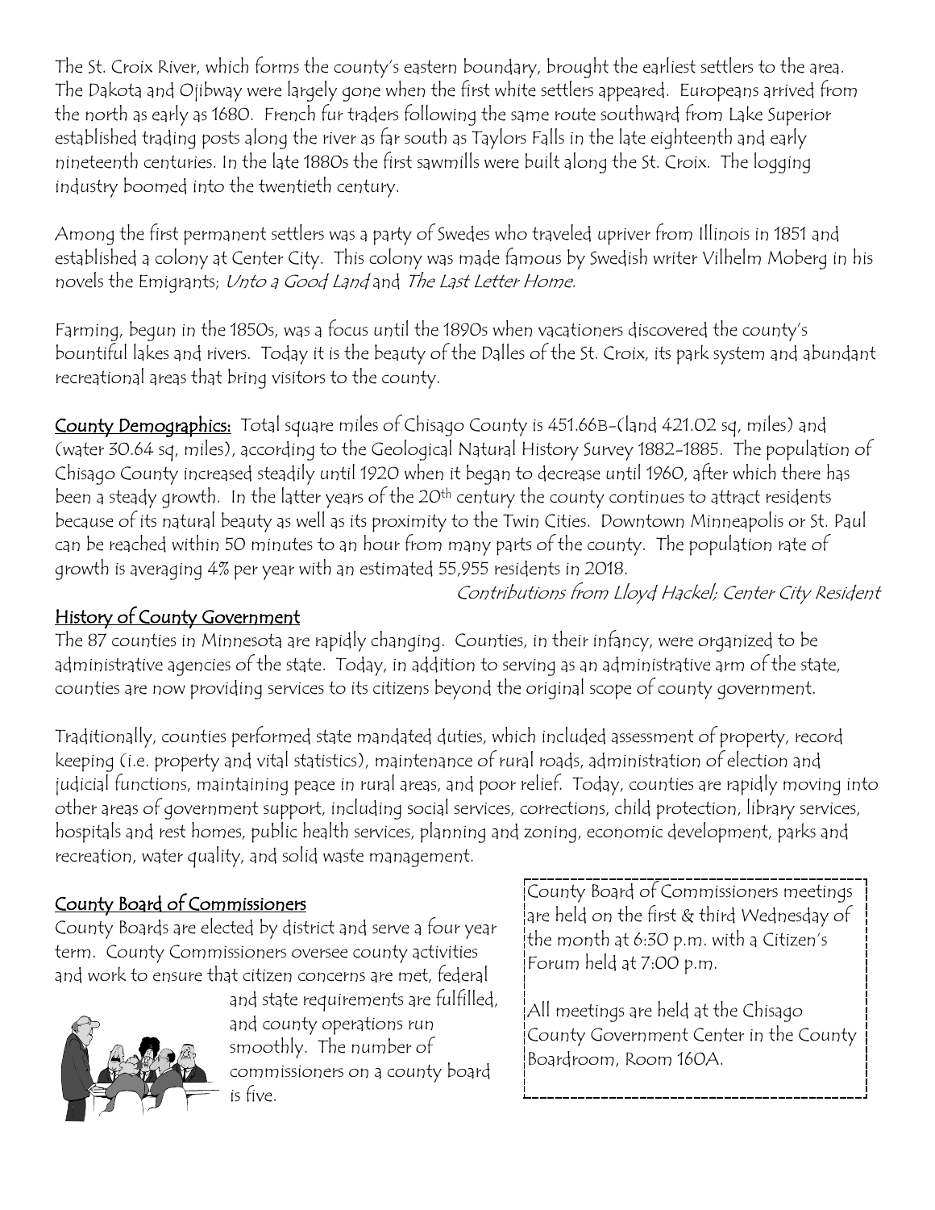The St. Croix River, which forms the county's eastern boundary, brought the earliest settlers to the area. The Dakota and Ojibway were largely gone when the first white settlers appeared. Europeans arrived from the north as early as 1680. French fur traders following the same route southward from Lake Superior established trading posts along the river as far south as Taylors Falls in the late eighteenth and early nineteenth centuries. In the late 1880s the first sawmills were built along the St. Croix. The logging industry boomed into the twentieth century.

Among the first permanent settlers was a party of Swedes who traveled upriver from Illinois in 1851 and established a colony at Center City. This colony was made famous by Swedish writer Vilhelm Moberg in his novels the Emigrants; *Unto a Good Land* and *The Last Letter Home*.

Farming, begun in the 1850s, was a focus until the 1890s when vacationers discovered the county's bountiful lakes and rivers. Today it is the beauty of the Dalles of the St. Croix, its park system and abundant recreational areas that bring visitors to the county.

**County Demographics:** Total square miles of Chisago County is 451.66B-(land 421.02 sq, miles) and (water 30.64 sq, miles), according to the Geological Natural History Survey 1882-1885. The population of Chisago County increased steadily until 1920 when it began to decrease until 1960, after which there has been a steady growth. In the latter years of the 20th century the county continues to attract residents because of its natural beauty as well as its proximity to the Twin Cities. Downtown Minneapolis or St. Paul can be reached within 50 minutes to an hour from many parts of the county. The population rate of growth is averaging 4% per year with an estimated 55,955 residents in 2018.

*Contributions from Lloyd Hackel; Center City Resident*

## History of County Government

The 87 counties in Minnesota are rapidly changing. Counties, in their infancy, were organized to be administrative agencies of the state. Today, in addition to serving as an administrative arm of the state, counties are now providing services to its citizens beyond the original scope of county government.

Traditionally, counties performed state mandated duties, which included assessment of property, record keeping (i.e. property and vital statistics), maintenance of rural roads, administration of election and judicial functions, maintaining peace in rural areas, and poor relief. Today, counties are rapidly moving into other areas of government support, including social services, corrections, child protection, library services, hospitals and rest homes, public health services, planning and zoning, economic development, parks and recreation, water quality, and solid waste management.

## County Board of Commissioners

County Boards are elected by district and serve a four year term. County Commissioners oversee county activities and work to ensure that citizen concerns are met, federal and state requirements are fulfilled, and county operations run smoothly. The number of commissioners on a county board is five.

County Board of Commissioners meetings are held on the first & third Wednesday of the month at 6:30 p.m. with a Citizen's Forum held at 7:00 p.m.

All meetings are held at the Chisago County Government Center in the County Boardroom, Room 160A.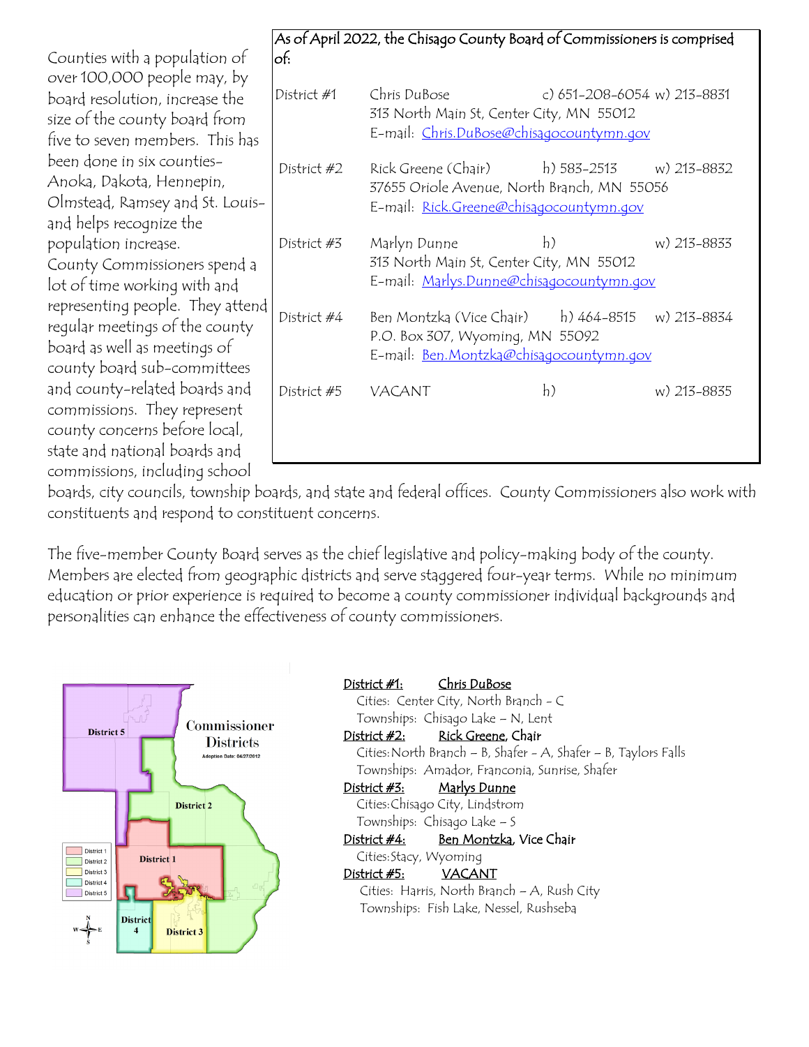Counties with a population of over 100,000 people may, by board resolution, increase the size of the county board from five to seven members. This has been done in six counties- Anoka, Dakota, Hennepin, Olmstead, Ramsey and St. Louis- and helps recognize the population increase.

County Commissioners spend a lot of time working with and representing people. They attend regular meetings of the county board as well as meetings of county board sub-committees and county-related boards and commissions. They represent county concerns before local, state and national boards and commissions, including school boards, city councils, township boards, and state and federal offices. County Commissioners also work with constituents and respond to constituent concerns.

As of April 2022, the Chisago County Board of Commissioners is comprised of:

| District | Commissioner | Phone | Phone |
|---|---|---|---|
| District #1 | Chris DuBose<br>313 North Main St, Center City, MN 55012<br>E-mail: Chris.DuBose@chisagocountymn.gov | c) 651-208-6054 | w) 213-8831 |
| District #2 | Rick Greene (Chair)<br>37655 Oriole Avenue, North Branch, MN 55056<br>E-mail: Rick.Greene@chisagocountymn.gov | h) 583-2513 | w) 213-8832 |
| District #3 | Marlyn Dunne<br>313 North Main St, Center City, MN 55012<br>E-mail: Marlys.Dunne@chisagocountymn.gov | h) | w) 213-8833 |
| District #4 | Ben Montzka (Vice Chair)<br>P.O. Box 307, Wyoming, MN 55092<br>E-mail: Ben.Montzka@chisagocountymn.gov | h) 464-8515 | w) 213-8834 |
| District #5 | VACANT | h) | w) 213-8835 |

The five-member County Board serves as the chief legislative and policy-making body of the county. Members are elected from geographic districts and serve staggered four-year terms. While no minimum education or prior experience is required to become a county commissioner individual backgrounds and personalities can enhance the effectiveness of county commissioners.

**Commissioner Districts**
Adoption Date: 04/27/2012

**District #1: Chris DuBose**
Cities: Center City, North Branch - C
Townships: Chisago Lake – N, Lent

**District #2: Rick Greene, Chair**
Cities: North Branch – B, Shafer - A, Shafer – B, Taylors Falls
Townships: Amador, Franconia, Sunrise, Shafer

**District #3: Marlys Dunne**
Cities: Chisago City, Lindstrom
Townships: Chisago Lake – S

**District #4: Ben Montzka, Vice Chair**
Cities: Stacy, Wyoming

**District #5: VACANT**
Cities: Harris, North Branch – A, Rush City
Townships: Fish Lake, Nessel, Rushseba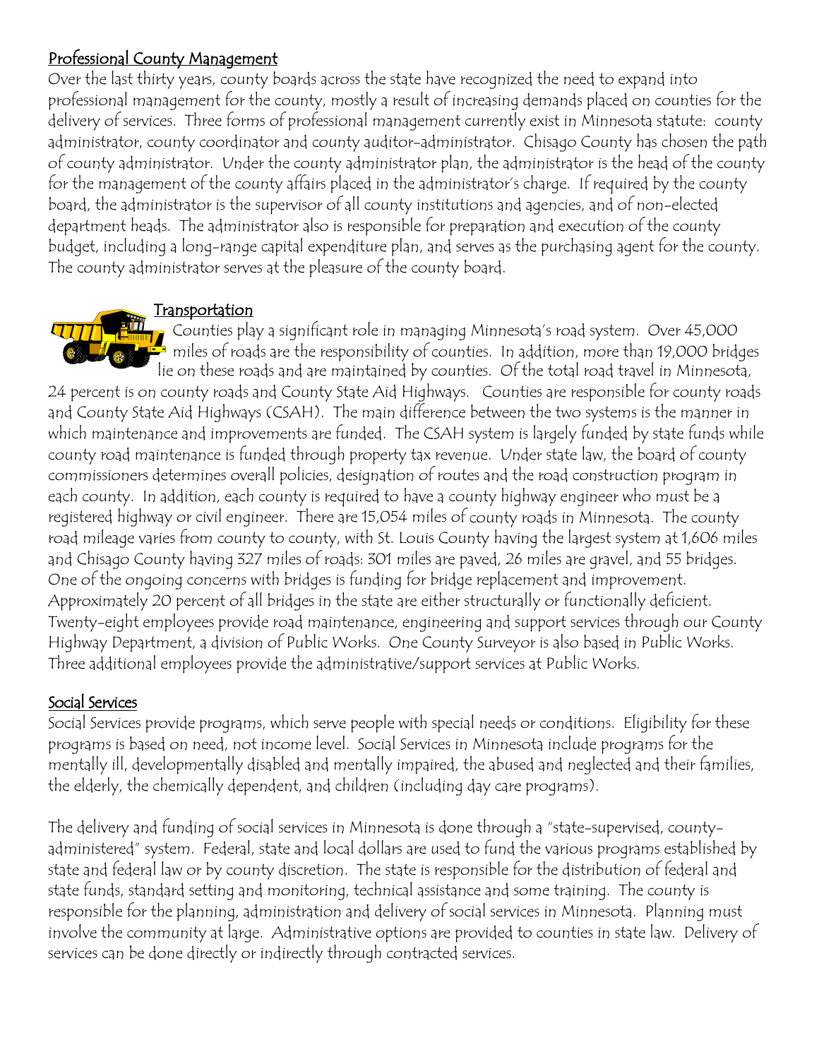## Professional County Management

Over the last thirty years, county boards across the state have recognized the need to expand into professional management for the county, mostly a result of increasing demands placed on counties for the delivery of services. Three forms of professional management currently exist in Minnesota statute: county administrator, county coordinator and county auditor-administrator. Chisago County has chosen the path of county administrator. Under the county administrator plan, the administrator is the head of the county for the management of the county affairs placed in the administrator's charge. If required by the county board, the administrator is the supervisor of all county institutions and agencies, and of non-elected department heads. The administrator also is responsible for preparation and execution of the county budget, including a long-range capital expenditure plan, and serves as the purchasing agent for the county. The county administrator serves at the pleasure of the county board.

## Transportation

Counties play a significant role in managing Minnesota's road system. Over 45,000 miles of roads are the responsibility of counties. In addition, more than 19,000 bridges lie on these roads and are maintained by counties. Of the total road travel in Minnesota, 24 percent is on county roads and County State Aid Highways. Counties are responsible for county roads and County State Aid Highways (CSAH). The main difference between the two systems is the manner in which maintenance and improvements are funded. The CSAH system is largely funded by state funds while county road maintenance is funded through property tax revenue. Under state law, the board of county commissioners determines overall policies, designation of routes and the road construction program in each county. In addition, each county is required to have a county highway engineer who must be a registered highway or civil engineer. There are 15,054 miles of county roads in Minnesota. The county road mileage varies from county to county, with St. Louis County having the largest system at 1,606 miles and Chisago County having 327 miles of roads: 301 miles are paved, 26 miles are gravel, and 55 bridges. One of the ongoing concerns with bridges is funding for bridge replacement and improvement. Approximately 20 percent of all bridges in the state are either structurally or functionally deficient. Twenty-eight employees provide road maintenance, engineering and support services through our County Highway Department, a division of Public Works. One County Surveyor is also based in Public Works. Three additional employees provide the administrative/support services at Public Works.

## Social Services

Social Services provide programs, which serve people with special needs or conditions. Eligibility for these programs is based on need, not income level. Social Services in Minnesota include programs for the mentally ill, developmentally disabled and mentally impaired, the abused and neglected and their families, the elderly, the chemically dependent, and children (including day care programs).

The delivery and funding of social services in Minnesota is done through a "state-supervised, county-administered" system. Federal, state and local dollars are used to fund the various programs established by state and federal law or by county discretion. The state is responsible for the distribution of federal and state funds, standard setting and monitoring, technical assistance and some training. The county is responsible for the planning, administration and delivery of social services in Minnesota. Planning must involve the community at large. Administrative options are provided to counties in state law. Delivery of services can be done directly or indirectly through contracted services.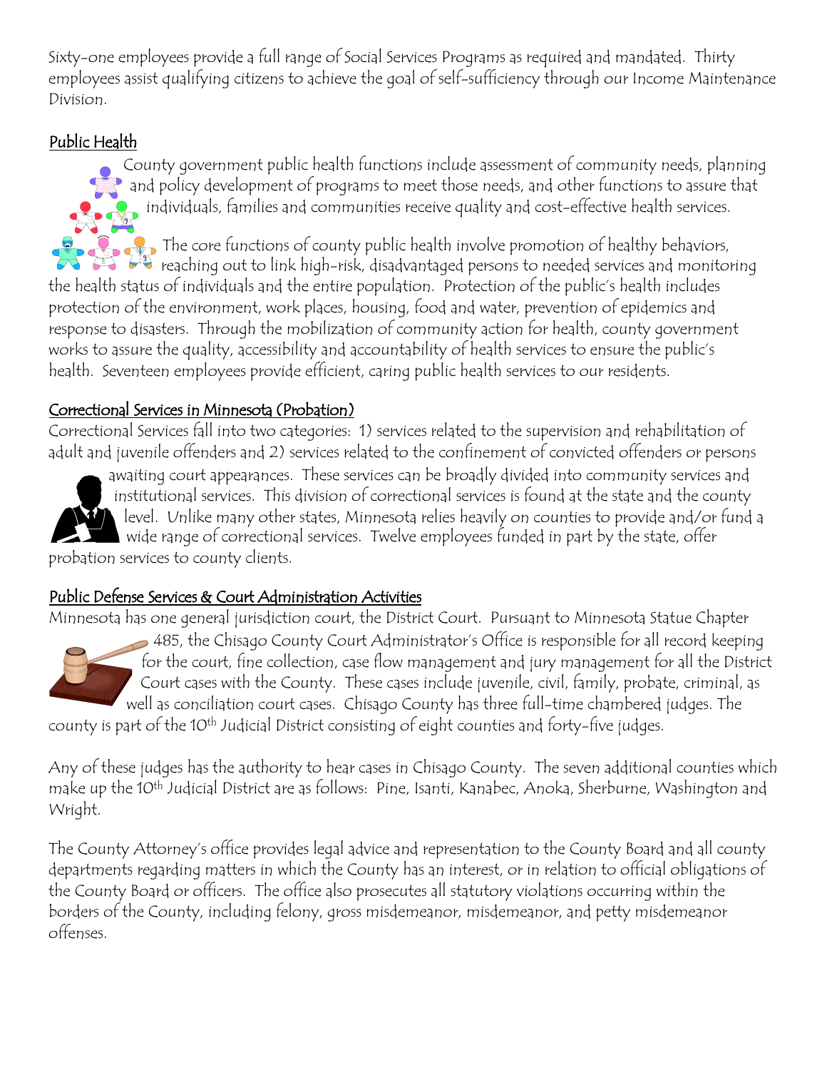Sixty-one employees provide a full range of Social Services Programs as required and mandated. Thirty employees assist qualifying citizens to achieve the goal of self-sufficiency through our Income Maintenance Division.

## Public Health

County government public health functions include assessment of community needs, planning and policy development of programs to meet those needs, and other functions to assure that individuals, families and communities receive quality and cost-effective health services.

The core functions of county public health involve promotion of healthy behaviors, reaching out to link high-risk, disadvantaged persons to needed services and monitoring the health status of individuals and the entire population. Protection of the public's health includes protection of the environment, work places, housing, food and water, prevention of epidemics and response to disasters. Through the mobilization of community action for health, county government works to assure the quality, accessibility and accountability of health services to ensure the public's health. Seventeen employees provide efficient, caring public health services to our residents.

## Correctional Services in Minnesota (Probation)

Correctional Services fall into two categories: 1) services related to the supervision and rehabilitation of adult and juvenile offenders and 2) services related to the confinement of convicted offenders or persons awaiting court appearances. These services can be broadly divided into community services and institutional services. This division of correctional services is found at the state and the county level. Unlike many other states, Minnesota relies heavily on counties to provide and/or fund a wide range of correctional services. Twelve employees funded in part by the state, offer probation services to county clients.

## Public Defense Services & Court Administration Activities

Minnesota has one general jurisdiction court, the District Court. Pursuant to Minnesota Statue Chapter 485, the Chisago County Court Administrator's Office is responsible for all record keeping for the court, fine collection, case flow management and jury management for all the District Court cases with the County. These cases include juvenile, civil, family, probate, criminal, as well as conciliation court cases. Chisago County has three full-time chambered judges. The county is part of the 10th Judicial District consisting of eight counties and forty-five judges.

Any of these judges has the authority to hear cases in Chisago County. The seven additional counties which make up the 10th Judicial District are as follows: Pine, Isanti, Kanabec, Anoka, Sherburne, Washington and Wright.

The County Attorney's office provides legal advice and representation to the County Board and all county departments regarding matters in which the County has an interest, or in relation to official obligations of the County Board or officers. The office also prosecutes all statutory violations occurring within the borders of the County, including felony, gross misdemeanor, misdemeanor, and petty misdemeanor offenses.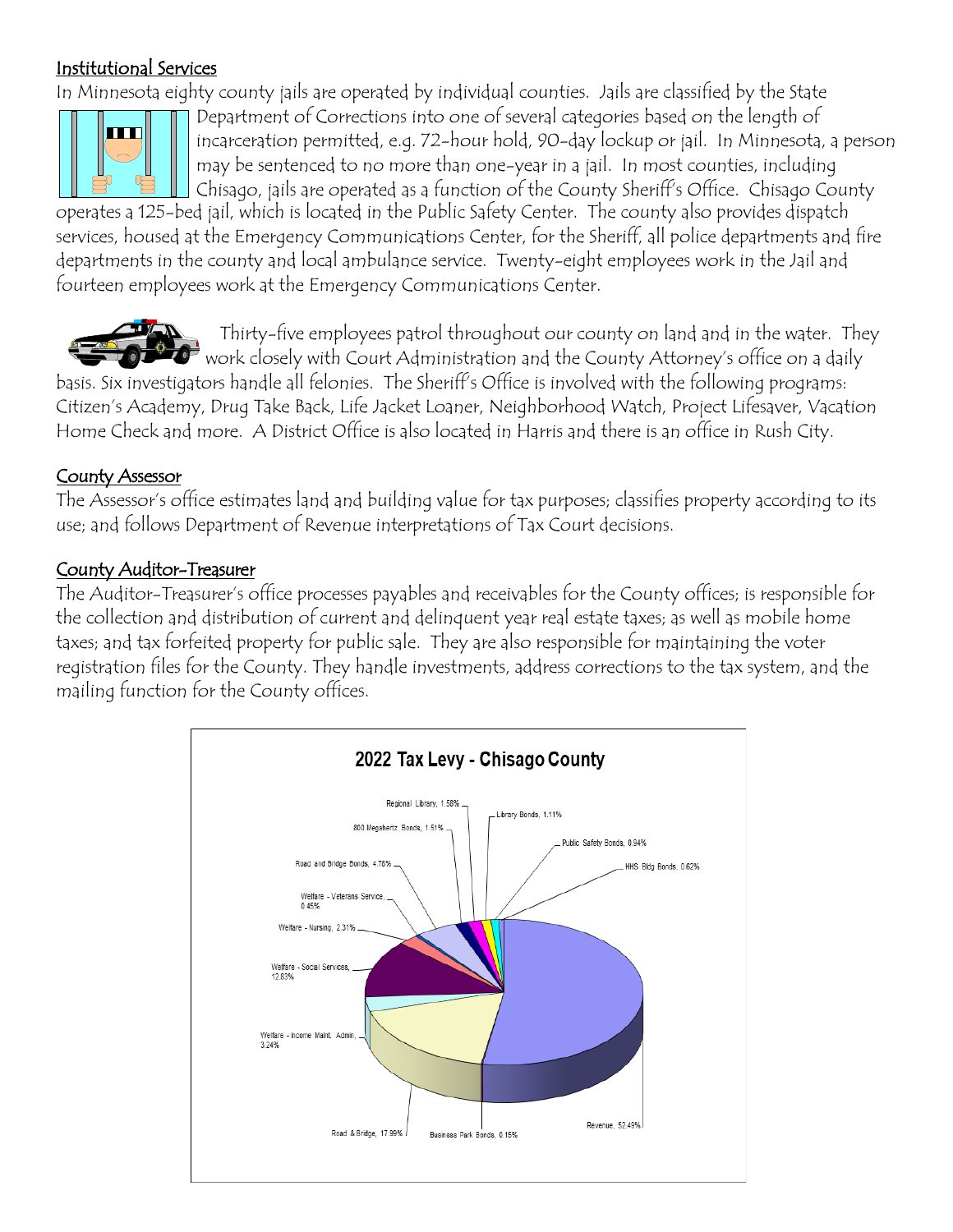## Institutional Services

In Minnesota eighty county jails are operated by individual counties. Jails are classified by the State Department of Corrections into one of several categories based on the length of incarceration permitted, e.g. 72-hour hold, 90-day lockup or jail. In Minnesota, a person may be sentenced to no more than one-year in a jail. In most counties, including Chisago, jails are operated as a function of the County Sheriff's Office. Chisago County operates a 125-bed jail, which is located in the Public Safety Center. The county also provides dispatch services, housed at the Emergency Communications Center, for the Sheriff, all police departments and fire departments in the county and local ambulance service. Twenty-eight employees work in the Jail and fourteen employees work at the Emergency Communications Center.

Thirty-five employees patrol throughout our county on land and in the water. They work closely with Court Administration and the County Attorney's office on a daily basis. Six investigators handle all felonies. The Sheriff's Office is involved with the following programs: Citizen's Academy, Drug Take Back, Life Jacket Loaner, Neighborhood Watch, Project Lifesaver, Vacation Home Check and more. A District Office is also located in Harris and there is an office in Rush City.

## County Assessor

The Assessor's office estimates land and building value for tax purposes; classifies property according to its use; and follows Department of Revenue interpretations of Tax Court decisions.

## County Auditor-Treasurer

The Auditor-Treasurer's office processes payables and receivables for the County offices; is responsible for the collection and distribution of current and delinquent year real estate taxes; as well as mobile home taxes; and tax forfeited property for public sale. They are also responsible for maintaining the voter registration files for the County. They handle investments, address corrections to the tax system, and the mailing function for the County offices.

**2022 Tax Levy - Chisago County**

| Category | Percent |
|---|---|
| Revenue | 52.49% |
| Road & Bridge | 17.99% |
| Welfare - Social Services | 12.83% |
| Road and Bridge Bonds | 4.78% |
| Welfare - Income Maint. Admin. | 3.24% |
| Welfare - Nursing | 2.31% |
| Regional Library | 1.58% |
| 800 Megahertz Bonds | 1.51% |
| Library Bonds | 1.11% |
| Public Safety Bonds | 0.94% |
| HHS Bldg Bonds | 0.62% |
| Welfare - Veterans Service | 0.45% |
| Business Park Bonds | 0.15% |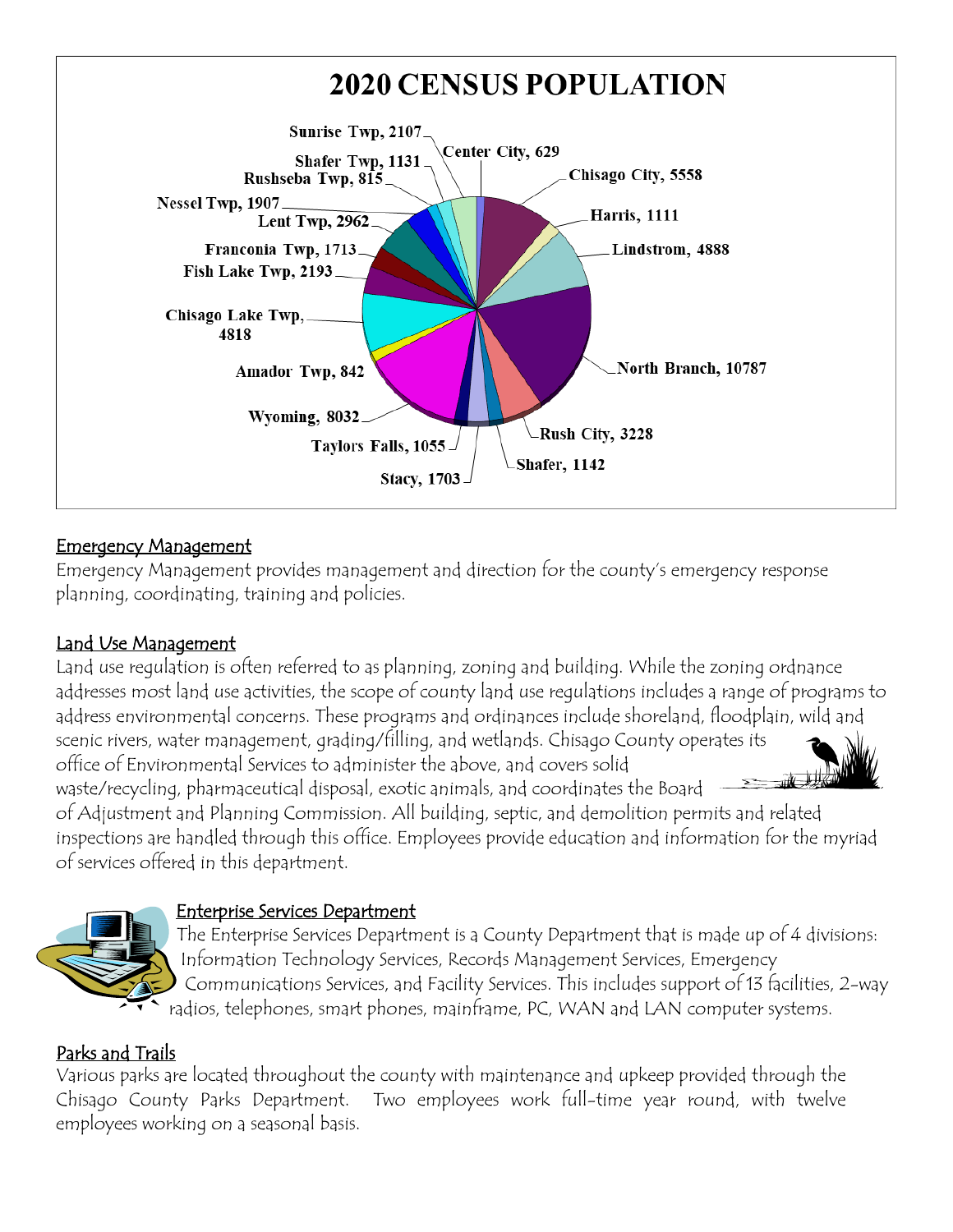## 2020 CENSUS POPULATION

| Location | Population |
|---|---|
| Center City | 629 |
| Chisago City | 5558 |
| Harris | 1111 |
| Lindstrom | 4888 |
| North Branch | 10787 |
| Rush City | 3228 |
| Shafer | 1142 |
| Stacy | 1703 |
| Taylors Falls | 1055 |
| Wyoming | 8032 |
| Amador Twp | 842 |
| Chisago Lake Twp | 4818 |
| Fish Lake Twp | 2193 |
| Franconia Twp | 1713 |
| Lent Twp | 2962 |
| Nessel Twp | 1907 |
| Rushseba Twp | 815 |
| Shafer Twp | 1131 |
| Sunrise Twp | 2107 |

### Emergency Management

Emergency Management provides management and direction for the county's emergency response planning, coordinating, training and policies.

### Land Use Management

Land use regulation is often referred to as planning, zoning and building. While the zoning ordnance addresses most land use activities, the scope of county land use regulations includes a range of programs to address environmental concerns. These programs and ordinances include shoreland, floodplain, wild and scenic rivers, water management, grading/filling, and wetlands. Chisago County operates its office of Environmental Services to administer the above, and covers solid waste/recycling, pharmaceutical disposal, exotic animals, and coordinates the Board of Adjustment and Planning Commission. All building, septic, and demolition permits and related inspections are handled through this office. Employees provide education and information for the myriad of services offered in this department.

### Enterprise Services Department

The Enterprise Services Department is a County Department that is made up of 4 divisions: Information Technology Services, Records Management Services, Emergency Communications Services, and Facility Services. This includes support of 13 facilities, 2-way radios, telephones, smart phones, mainframe, PC, WAN and LAN computer systems.

### Parks and Trails

Various parks are located throughout the county with maintenance and upkeep provided through the Chisago County Parks Department. Two employees work full-time year round, with twelve employees working on a seasonal basis.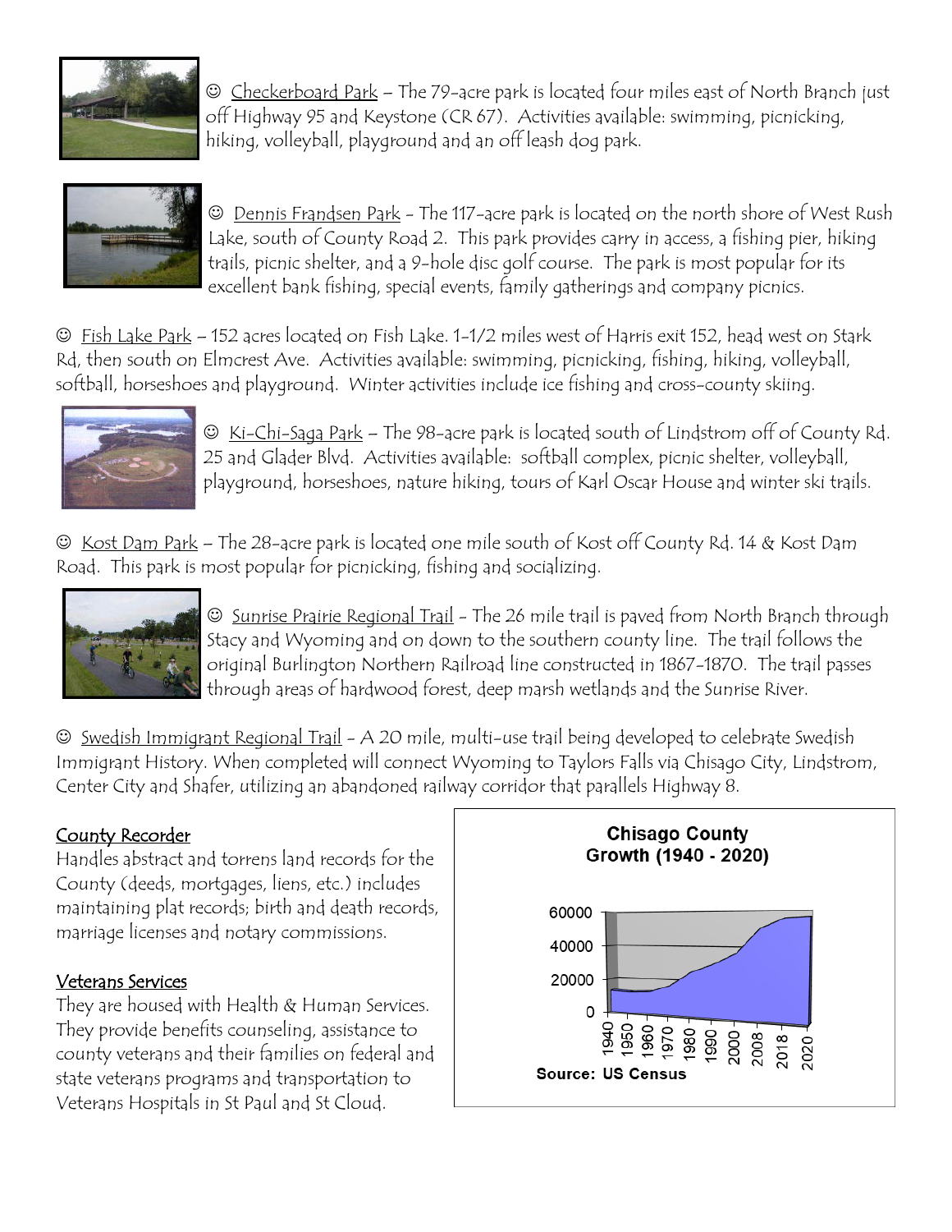☺ Checkerboard Park – The 79-acre park is located four miles east of North Branch just off Highway 95 and Keystone (CR 67). Activities available: swimming, picnicking, hiking, volleyball, playground and an off leash dog park.

☺ Dennis Frandsen Park - The 117-acre park is located on the north shore of West Rush Lake, south of County Road 2. This park provides carry in access, a fishing pier, hiking trails, picnic shelter, and a 9-hole disc golf course. The park is most popular for its excellent bank fishing, special events, family gatherings and company picnics.

☺ Fish Lake Park – 152 acres located on Fish Lake. 1-1/2 miles west of Harris exit 152, head west on Stark Rd, then south on Elmcrest Ave. Activities available: swimming, picnicking, fishing, hiking, volleyball, softball, horseshoes and playground. Winter activities include ice fishing and cross-county skiing.

☺ Ki-Chi-Saga Park – The 98-acre park is located south of Lindstrom off of County Rd. 25 and Glader Blvd. Activities available: softball complex, picnic shelter, volleyball, playground, horseshoes, nature hiking, tours of Karl Oscar House and winter ski trails.

☺ Kost Dam Park – The 28-acre park is located one mile south of Kost off County Rd. 14 & Kost Dam Road. This park is most popular for picnicking, fishing and socializing.

☺ Sunrise Prairie Regional Trail - The 26 mile trail is paved from North Branch through Stacy and Wyoming and on down to the southern county line. The trail follows the original Burlington Northern Railroad line constructed in 1867-1870. The trail passes through areas of hardwood forest, deep marsh wetlands and the Sunrise River.

☺ Swedish Immigrant Regional Trail - A 20 mile, multi-use trail being developed to celebrate Swedish Immigrant History. When completed will connect Wyoming to Taylors Falls via Chisago City, Lindstrom, Center City and Shafer, utilizing an abandoned railway corridor that parallels Highway 8.

## County Recorder

Handles abstract and torrens land records for the County (deeds, mortgages, liens, etc.) includes maintaining plat records; birth and death records, marriage licenses and notary commissions.

## Veterans Services

They are housed with Health & Human Services. They provide benefits counseling, assistance to county veterans and their families on federal and state veterans programs and transportation to Veterans Hospitals in St Paul and St Cloud.

**Chisago County Growth (1940 - 2020)**

Source: US Census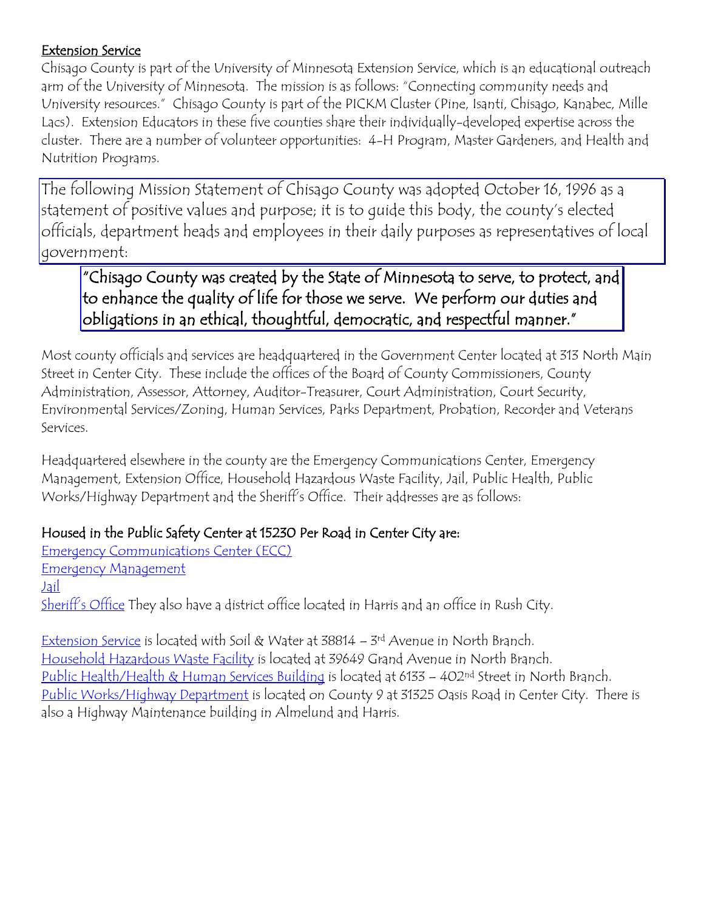## Extension Service

Chisago County is part of the University of Minnesota Extension Service, which is an educational outreach arm of the University of Minnesota. The mission is as follows: "Connecting community needs and University resources." Chisago County is part of the PICKM Cluster (Pine, Isanti, Chisago, Kanabec, Mille Lacs). Extension Educators in these five counties share their individually-developed expertise across the cluster. There are a number of volunteer opportunities: 4-H Program, Master Gardeners, and Health and Nutrition Programs.

The following Mission Statement of Chisago County was adopted October 16, 1996 as a statement of positive values and purpose; it is to guide this body, the county's elected officials, department heads and employees in their daily purposes as representatives of local government:

> "Chisago County was created by the State of Minnesota to serve, to protect, and to enhance the quality of life for those we serve. We perform our duties and obligations in an ethical, thoughtful, democratic, and respectful manner."

Most county officials and services are headquartered in the Government Center located at 313 North Main Street in Center City. These include the offices of the Board of County Commissioners, County Administration, Assessor, Attorney, Auditor-Treasurer, Court Administration, Court Security, Environmental Services/Zoning, Human Services, Parks Department, Probation, Recorder and Veterans Services.

Headquartered elsewhere in the county are the Emergency Communications Center, Emergency Management, Extension Office, Household Hazardous Waste Facility, Jail, Public Health, Public Works/Highway Department and the Sheriff's Office. Their addresses are as follows:

### Housed in the Public Safety Center at 15230 Per Road in Center City are:

Emergency Communications Center (ECC)
Emergency Management
Jail
Sheriff's Office They also have a district office located in Harris and an office in Rush City.

Extension Service is located with Soil & Water at 38814 – 3rd Avenue in North Branch.
Household Hazardous Waste Facility is located at 39649 Grand Avenue in North Branch.
Public Health/Health & Human Services Building is located at 6133 – 402nd Street in North Branch.
Public Works/Highway Department is located on County 9 at 31325 Oasis Road in Center City. There is also a Highway Maintenance building in Almelund and Harris.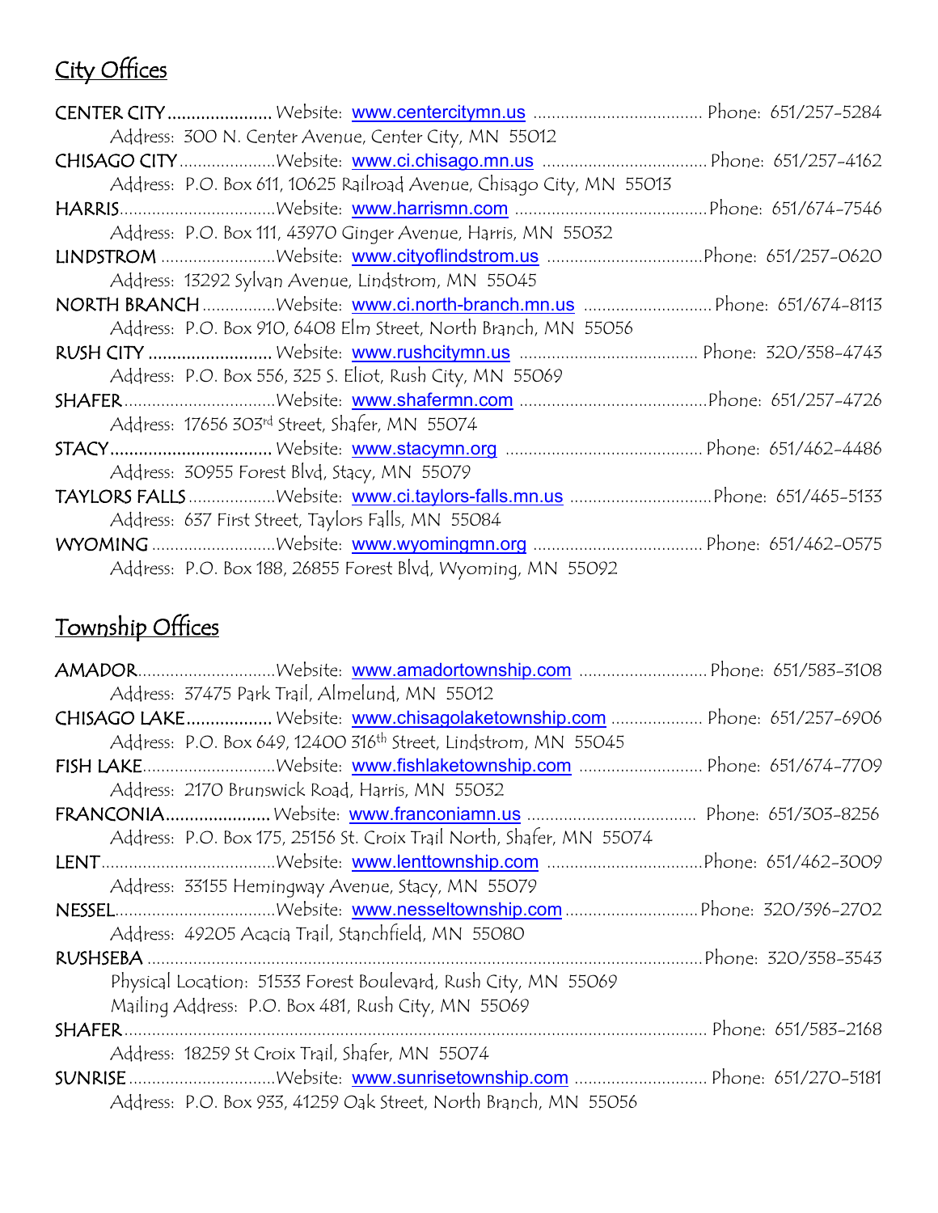## City Offices

**CENTER CITY** ...................... Website: www.centercitymn.us ..................................... Phone: 651/257-5284
Address: 300 N. Center Avenue, Center City, MN 55012

**CHISAGO CITY** ..................... Website: www.ci.chisago.mn.us ..................................... Phone: 651/257-4162
Address: P.O. Box 611, 10625 Railroad Avenue, Chisago City, MN 55013

**HARRIS** .................................. Website: www.harrismn.com .......................................... Phone: 651/674-7546
Address: P.O. Box 111, 43970 Ginger Avenue, Harris, MN 55032

**LINDSTROM** ......................... Website: www.cityoflindstrom.us .................................. Phone: 651/257-0620
Address: 13292 Sylvan Avenue, Lindstrom, MN 55045

**NORTH BRANCH** ................ Website: www.ci.north-branch.mn.us ........................... Phone: 651/674-8113
Address: P.O. Box 910, 6408 Elm Street, North Branch, MN 55056

**RUSH CITY** .......................... Website: www.rushcitymn.us ....................................... Phone: 320/358-4743
Address: P.O. Box 556, 325 S. Eliot, Rush City, MN 55069

**SHAFER** ................................. Website: www.shafermn.com ......................................... Phone: 651/257-4726
Address: 17656 303rd Street, Shafer, MN 55074

**STACY** ................................. Website: www.stacymn.org ........................................... Phone: 651/462-4486
Address: 30955 Forest Blvd, Stacy, MN 55079

**TAYLORS FALLS** .................. Website: www.ci.taylors-falls.mn.us .............................. Phone: 651/465-5133
Address: 637 First Street, Taylors Falls, MN 55084

**WYOMING** .......................... Website: www.wyomingmn.org ..................................... Phone: 651/462-0575
Address: P.O. Box 188, 26855 Forest Blvd, Wyoming, MN 55092

## Township Offices

**AMADOR** ............................. Website: www.amadortownship.com ............................ Phone: 651/583-3108
Address: 37475 Park Trail, Almelund, MN 55012

**CHISAGO LAKE** ................. Website: www.chisagolaketownship.com .................... Phone: 651/257-6906
Address: P.O. Box 649, 12400 316th Street, Lindstrom, MN 55045

**FISH LAKE** ............................ Website: www.fishlaketownship.com ........................... Phone: 651/674-7709
Address: 2170 Brunswick Road, Harris, MN 55032

**FRANCONIA** ..................... Website: www.franconiamn.us ..................................... Phone: 651/303-8256
Address: P.O. Box 175, 25156 St. Croix Trail North, Shafer, MN 55074

**LENT** ..................................... Website: www.lenttownship.com .................................. Phone: 651/462-3009
Address: 33155 Hemingway Avenue, Stacy, MN 55079

**NESSEL** .................................. Website: www.nesseltownship.com ............................. Phone: 320/396-2702
Address: 49205 Acacia Trail, Stanchfield, MN 55080

**RUSHSEBA** ......................................................................................................... Phone: 320/358-3543
Physical Location: 51533 Forest Boulevard, Rush City, MN 55069
Mailing Address: P.O. Box 481, Rush City, MN 55069

**SHAFER** ............................................................................................................. Phone: 651/583-2168
Address: 18259 St Croix Trail, Shafer, MN 55074

**SUNRISE** ............................... Website: www.sunrisetownship.com ............................. Phone: 651/270-5181
Address: P.O. Box 933, 41259 Oak Street, North Branch, MN 55056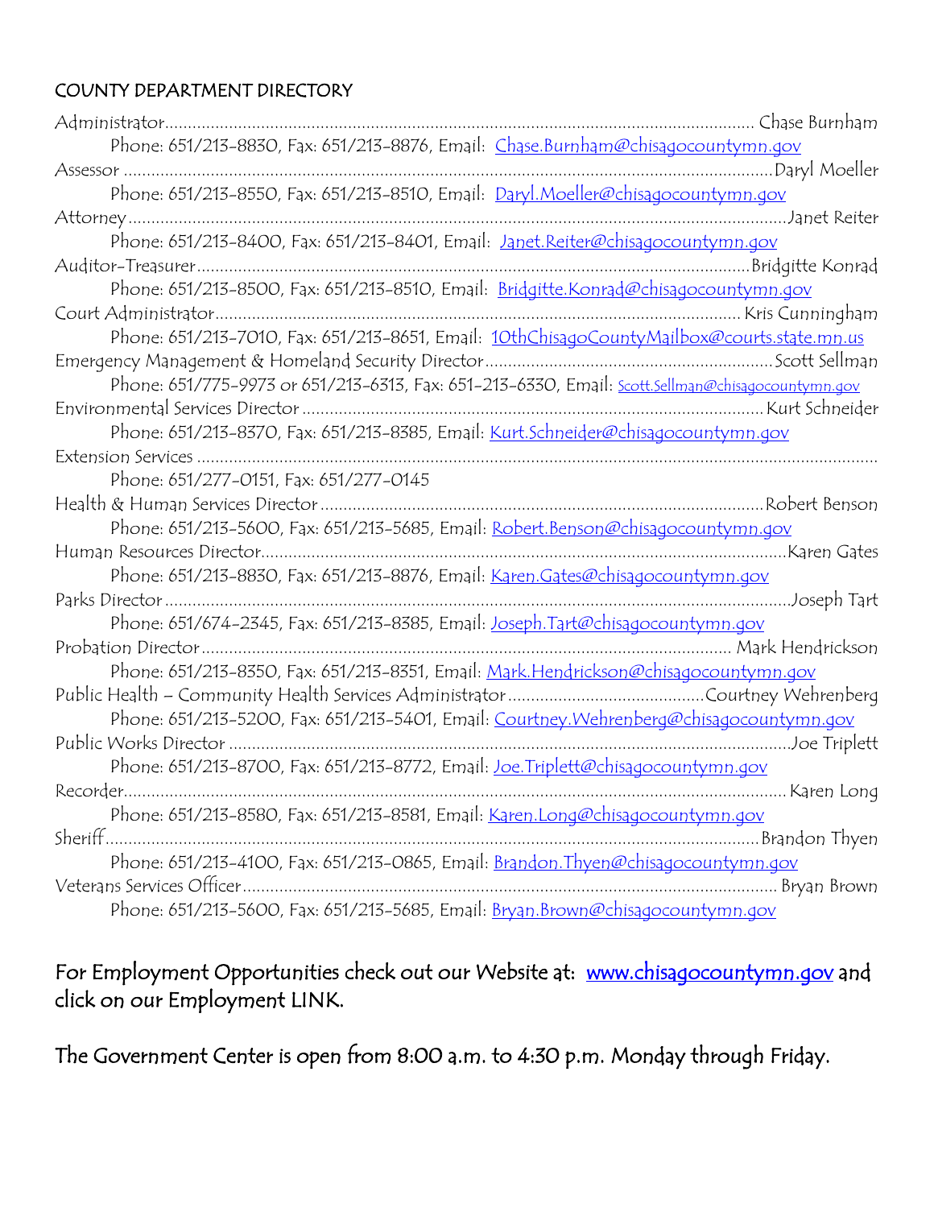## COUNTY DEPARTMENT DIRECTORY

Administrator............................................................................................................................ Chase Burnham
Phone: 651/213-8830, Fax: 651/213-8876, Email: Chase.Burnham@chisagocountymn.gov

Assessor ..........................................................................................................................................Daryl Moeller
Phone: 651/213-8550, Fax: 651/213-8510, Email: Daryl.Moeller@chisagocountymn.gov

Attorney ..............................................................................................................................................Janet Reiter
Phone: 651/213-8400, Fax: 651/213-8401, Email: Janet.Reiter@chisagocountymn.gov

Auditor-Treasurer...................................................................................................................... Bridgitte Konrad
Phone: 651/213-8500, Fax: 651/213-8510, Email: Bridgitte.Konrad@chisagocountymn.gov

Court Administrator............................................................................................................... Kris Cunningham
Phone: 651/213-7010, Fax: 651/213-8651, Email: 10thChisagoCountyMailbox@courts.state.mn.us

Emergency Management & Homeland Security Director............................................................ Scott Sellman
Phone: 651/775-9973 or 651/213-6313, Fax: 651-213-6330, Email: Scott.Sellman@chisagocountymn.gov

Environmental Services Director ................................................................................................. Kurt Schneider
Phone: 651/213-8370, Fax: 651/213-8385, Email: Kurt.Schneider@chisagocountymn.gov

Extension Services ..............................................................................................................................................
Phone: 651/277-0151, Fax: 651/277-0145

Health & Human Services Director................................................................................................ Robert Benson
Phone: 651/213-5600, Fax: 651/213-5685, Email: Robert.Benson@chisagocountymn.gov

Human Resources Director...........................................................................................................................Karen Gates
Phone: 651/213-8830, Fax: 651/213-8876, Email: Karen.Gates@chisagocountymn.gov

Parks Director ....................................................................................................................................Joseph Tart
Phone: 651/674-2345, Fax: 651/213-8385, Email: Joseph.Tart@chisagocountymn.gov

Probation Director ................................................................................................................ Mark Hendrickson
Phone: 651/213-8350, Fax: 651/213-8351, Email: Mark.Hendrickson@chisagocountymn.gov

Public Health – Community Health Services Administrator .......................................... Courtney Wehrenberg
Phone: 651/213-5200, Fax: 651/213-5401, Email: Courtney.Wehrenberg@chisagocountymn.gov

Public Works Director ........................................................................................................................Joe Triplett
Phone: 651/213-8700, Fax: 651/213-8772, Email: Joe.Triplett@chisagocountymn.gov

Recorder............................................................................................................................................ Karen Long
Phone: 651/213-8580, Fax: 651/213-8581, Email: Karen.Long@chisagocountymn.gov

Sheriff..........................................................................................................................................Brandon Thyen
Phone: 651/213-4100, Fax: 651/213-0865, Email: Brandon.Thyen@chisagocountymn.gov

Veterans Services Officer................................................................................................................ Bryan Brown
Phone: 651/213-5600, Fax: 651/213-5685, Email: Bryan.Brown@chisagocountymn.gov

For Employment Opportunities check out our Website at: www.chisagocountymn.gov and click on our Employment LINK.

The Government Center is open from 8:00 a.m. to 4:30 p.m. Monday through Friday.